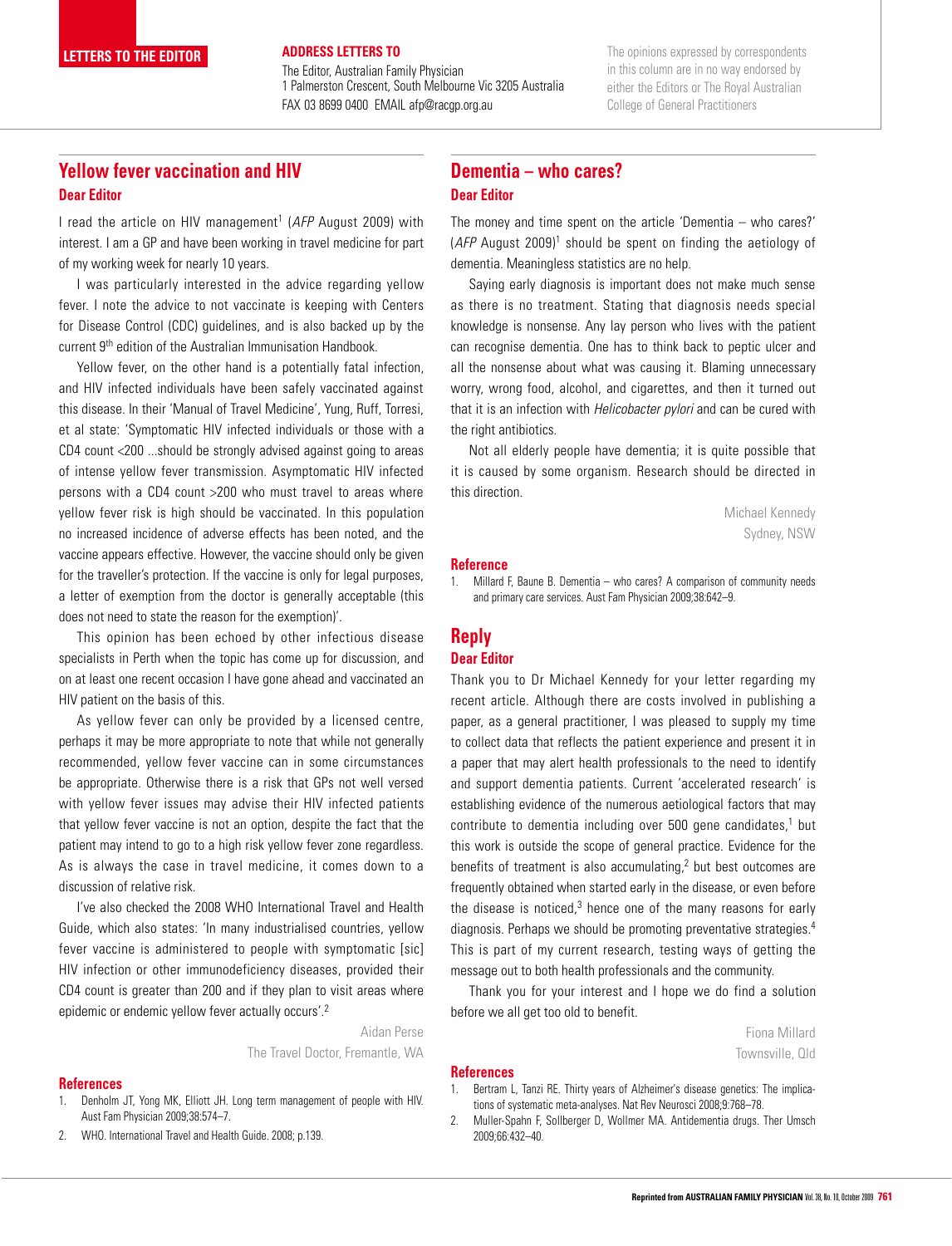LETTERS TO THE EDITOR

**ADDRESS LETTERS TO**

The Editor, Australian Family Physician
1 Palmerston Crescent, South Melbourne Vic 3205 Australia
FAX 03 8699 0400 EMAIL afp@racgp.org.au

The opinions expressed by correspondents in this column are in no way endorsed by either the Editors or The Royal Australian College of General Practitioners

## Yellow fever vaccination and HIV

**Dear Editor**

I read the article on HIV management[1] (*AFP* August 2009) with interest. I am a GP and have been working in travel medicine for part of my working week for nearly 10 years.

I was particularly interested in the advice regarding yellow fever. I note the advice to not vaccinate is keeping with Centers for Disease Control (CDC) guidelines, and is also backed up by the current 9th edition of the Australian Immunisation Handbook.

Yellow fever, on the other hand is a potentially fatal infection, and HIV infected individuals have been safely vaccinated against this disease. In their 'Manual of Travel Medicine', Yung, Ruff, Torresi, et al state: 'Symptomatic HIV infected individuals or those with a CD4 count <200 ...should be strongly advised against going to areas of intense yellow fever transmission. Asymptomatic HIV infected persons with a CD4 count >200 who must travel to areas where yellow fever risk is high should be vaccinated. In this population no increased incidence of adverse effects has been noted, and the vaccine appears effective. However, the vaccine should only be given for the traveller's protection. If the vaccine is only for legal purposes, a letter of exemption from the doctor is generally acceptable (this does not need to state the reason for the exemption)'.

This opinion has been echoed by other infectious disease specialists in Perth when the topic has come up for discussion, and on at least one recent occasion I have gone ahead and vaccinated an HIV patient on the basis of this.

As yellow fever can only be provided by a licensed centre, perhaps it may be more appropriate to note that while not generally recommended, yellow fever vaccine can in some circumstances be appropriate. Otherwise there is a risk that GPs not well versed with yellow fever issues may advise their HIV infected patients that yellow fever vaccine is not an option, despite the fact that the patient may intend to go to a high risk yellow fever zone regardless. As is always the case in travel medicine, it comes down to a discussion of relative risk.

I've also checked the 2008 WHO International Travel and Health Guide, which also states: 'In many industrialised countries, yellow fever vaccine is administered to people with symptomatic [sic] HIV infection or other immunodeficiency diseases, provided their CD4 count is greater than 200 and if they plan to visit areas where epidemic or endemic yellow fever actually occurs'.[2]

Aidan Perse
The Travel Doctor, Fremantle, WA

### References

1. Denholm JT, Yong MK, Elliott JH. Long term management of people with HIV. Aust Fam Physician 2009;38:574–7.
2. WHO. International Travel and Health Guide. 2008; p.139.

## Dementia – who cares?

**Dear Editor**

The money and time spent on the article 'Dementia – who cares?' (*AFP* August 2009)[1] should be spent on finding the aetiology of dementia. Meaningless statistics are no help.

Saying early diagnosis is important does not make much sense as there is no treatment. Stating that diagnosis needs special knowledge is nonsense. Any lay person who lives with the patient can recognise dementia. One has to think back to peptic ulcer and all the nonsense about what was causing it. Blaming unnecessary worry, wrong food, alcohol, and cigarettes, and then it turned out that it is an infection with *Helicobacter pylori* and can be cured with the right antibiotics.

Not all elderly people have dementia; it is quite possible that it is caused by some organism. Research should be directed in this direction.

Michael Kennedy
Sydney, NSW

### Reference

1. Millard F, Baune B. Dementia – who cares? A comparison of community needs and primary care services. Aust Fam Physician 2009;38:642–9.

## Reply

**Dear Editor**

Thank you to Dr Michael Kennedy for your letter regarding my recent article. Although there are costs involved in publishing a paper, as a general practitioner, I was pleased to supply my time to collect data that reflects the patient experience and present it in a paper that may alert health professionals to the need to identify and support dementia patients. Current 'accelerated research' is establishing evidence of the numerous aetiological factors that may contribute to dementia including over 500 gene candidates,[1] but this work is outside the scope of general practice. Evidence for the benefits of treatment is also accumulating,[2] but best outcomes are frequently obtained when started early in the disease, or even before the disease is noticed,[3] hence one of the many reasons for early diagnosis. Perhaps we should be promoting preventative strategies.[4] This is part of my current research, testing ways of getting the message out to both health professionals and the community.

Thank you for your interest and I hope we do find a solution before we all get too old to benefit.

Fiona Millard
Townsville, Qld

### References

1. Bertram L, Tanzi RE. Thirty years of Alzheimer's disease genetics: The implications of systematic meta-analyses. Nat Rev Neurosci 2008;9:768–78.
2. Muller-Spahn F, Sollberger D, Wollmer MA. Antidementia drugs. Ther Umsch 2009;66:432–40.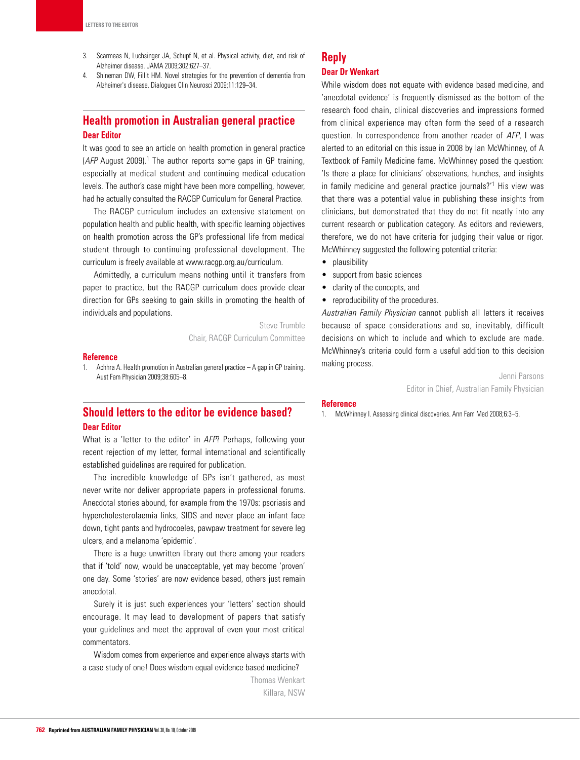3. Scarmeas N, Luchsinger JA, Schupf N, et al. Physical activity, diet, and risk of Alzheimer disease. JAMA 2009;302:627–37.
4. Shineman DW, Fillit HM. Novel strategies for the prevention of dementia from Alzheimer's disease. Dialogues Clin Neurosci 2009;11:129–34.

## Health promotion in Australian general practice

### Dear Editor

It was good to see an article on health promotion in general practice (*AFP* August 2009).[1] The author reports some gaps in GP training, especially at medical student and continuing medical education levels. The author's case might have been more compelling, however, had he actually consulted the RACGP Curriculum for General Practice.

The RACGP curriculum includes an extensive statement on population health and public health, with specific learning objectives on health promotion across the GP's professional life from medical student through to continuing professional development. The curriculum is freely available at www.racgp.org.au/curriculum.

Admittedly, a curriculum means nothing until it transfers from paper to practice, but the RACGP curriculum does provide clear direction for GPs seeking to gain skills in promoting the health of individuals and populations.

Steve Trumble
Chair, RACGP Curriculum Committee

### Reference

1. Achhra A. Health promotion in Australian general practice – A gap in GP training. Aust Fam Physician 2009;38:605–8.

## Should letters to the editor be evidence based?

### Dear Editor

What is a 'letter to the editor' in *AFP*? Perhaps, following your recent rejection of my letter, formal international and scientifically established guidelines are required for publication.

The incredible knowledge of GPs isn't gathered, as most never write nor deliver appropriate papers in professional forums. Anecdotal stories abound, for example from the 1970s: psoriasis and hypercholesterolaemia links, SIDS and never place an infant face down, tight pants and hydrocoeles, pawpaw treatment for severe leg ulcers, and a melanoma 'epidemic'.

There is a huge unwritten library out there among your readers that if 'told' now, would be unacceptable, yet may become 'proven' one day. Some 'stories' are now evidence based, others just remain anecdotal.

Surely it is just such experiences your 'letters' section should encourage. It may lead to development of papers that satisfy your guidelines and meet the approval of even your most critical commentators.

Wisdom comes from experience and experience always starts with a case study of one! Does wisdom equal evidence based medicine?

Thomas Wenkart
Killara, NSW

## Reply

### Dear Dr Wenkart

While wisdom does not equate with evidence based medicine, and 'anecdotal evidence' is frequently dismissed as the bottom of the research food chain, clinical discoveries and impressions formed from clinical experience may often form the seed of a research question. In correspondence from another reader of *AFP*, I was alerted to an editorial on this issue in 2008 by Ian McWhinney, of A Textbook of Family Medicine fame. McWhinney posed the question: 'Is there a place for clinicians' observations, hunches, and insights in family medicine and general practice journals?'[1] His view was that there was a potential value in publishing these insights from clinicians, but demonstrated that they do not fit neatly into any current research or publication category. As editors and reviewers, therefore, we do not have criteria for judging their value or rigor. McWhinney suggested the following potential criteria:

- plausibility
- support from basic sciences
- clarity of the concepts, and
- reproducibility of the procedures.

*Australian Family Physician* cannot publish all letters it receives because of space considerations and so, inevitably, difficult decisions on which to include and which to exclude are made. McWhinney's criteria could form a useful addition to this decision making process.

Jenni Parsons
Editor in Chief, Australian Family Physician

### Reference

1. McWhinney I. Assessing clinical discoveries. Ann Fam Med 2008;6:3–5.